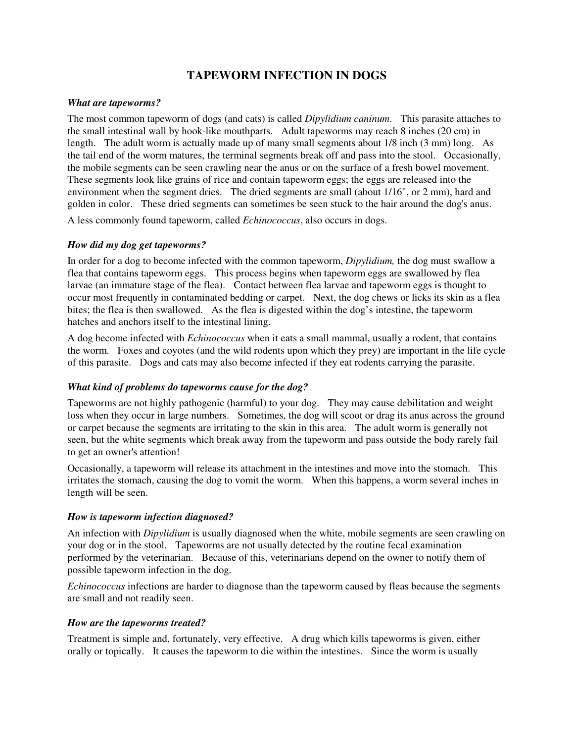# TAPEWORM INFECTION IN DOGS

***What are tapeworms?***

The most common tapeworm of dogs (and cats) is called *Dipylidium caninum*. This parasite attaches to the small intestinal wall by hook-like mouthparts. Adult tapeworms may reach 8 inches (20 cm) in length. The adult worm is actually made up of many small segments about 1/8 inch (3 mm) long. As the tail end of the worm matures, the terminal segments break off and pass into the stool. Occasionally, the mobile segments can be seen crawling near the anus or on the surface of a fresh bowel movement. These segments look like grains of rice and contain tapeworm eggs; the eggs are released into the environment when the segment dries. The dried segments are small (about 1/16", or 2 mm), hard and golden in color. These dried segments can sometimes be seen stuck to the hair around the dog's anus.

A less commonly found tapeworm, called *Echinococcus*, also occurs in dogs.

***How did my dog get tapeworms?***

In order for a dog to become infected with the common tapeworm, *Dipylidium,* the dog must swallow a flea that contains tapeworm eggs. This process begins when tapeworm eggs are swallowed by flea larvae (an immature stage of the flea). Contact between flea larvae and tapeworm eggs is thought to occur most frequently in contaminated bedding or carpet. Next, the dog chews or licks its skin as a flea bites; the flea is then swallowed. As the flea is digested within the dog's intestine, the tapeworm hatches and anchors itself to the intestinal lining.

A dog become infected with *Echinococcus* when it eats a small mammal, usually a rodent, that contains the worm. Foxes and coyotes (and the wild rodents upon which they prey) are important in the life cycle of this parasite. Dogs and cats may also become infected if they eat rodents carrying the parasite.

***What kind of problems do tapeworms cause for the dog?***

Tapeworms are not highly pathogenic (harmful) to your dog. They may cause debilitation and weight loss when they occur in large numbers. Sometimes, the dog will scoot or drag its anus across the ground or carpet because the segments are irritating to the skin in this area. The adult worm is generally not seen, but the white segments which break away from the tapeworm and pass outside the body rarely fail to get an owner's attention!

Occasionally, a tapeworm will release its attachment in the intestines and move into the stomach. This irritates the stomach, causing the dog to vomit the worm. When this happens, a worm several inches in length will be seen.

***How is tapeworm infection diagnosed?***

An infection with *Dipylidium* is usually diagnosed when the white, mobile segments are seen crawling on your dog or in the stool. Tapeworms are not usually detected by the routine fecal examination performed by the veterinarian. Because of this, veterinarians depend on the owner to notify them of possible tapeworm infection in the dog.

*Echinococcus* infections are harder to diagnose than the tapeworm caused by fleas because the segments are small and not readily seen.

***How are the tapeworms treated?***

Treatment is simple and, fortunately, very effective. A drug which kills tapeworms is given, either orally or topically. It causes the tapeworm to die within the intestines. Since the worm is usually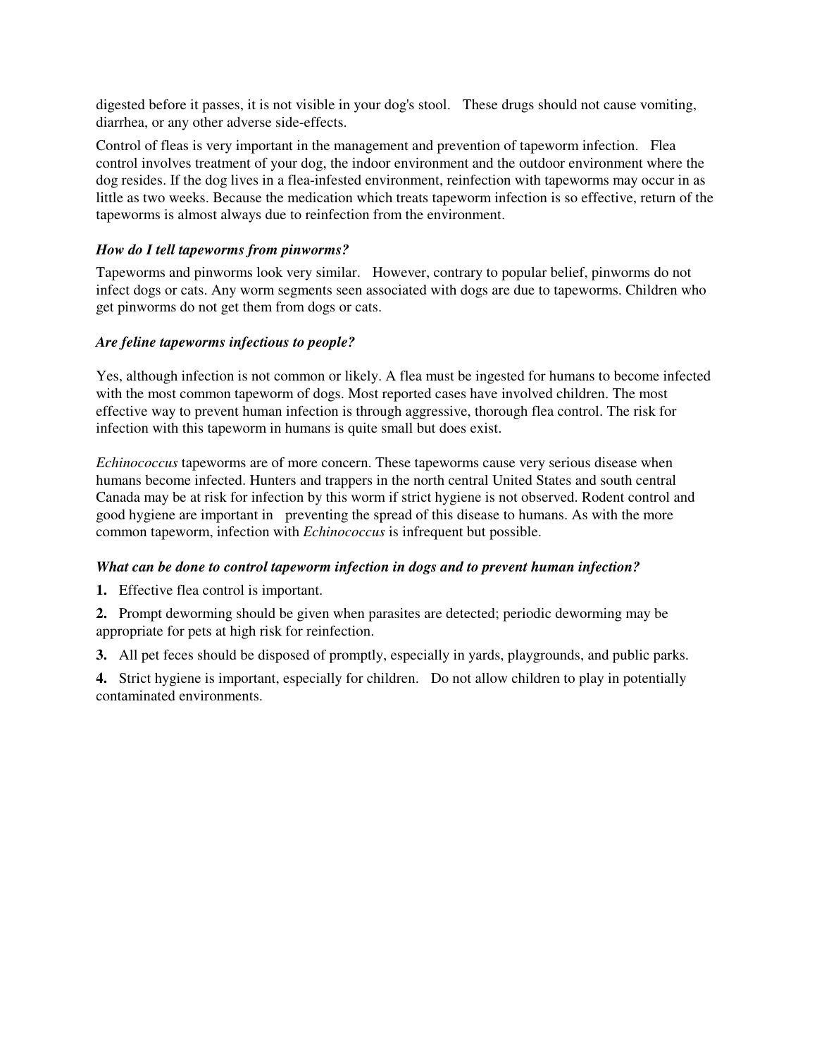digested before it passes, it is not visible in your dog's stool. These drugs should not cause vomiting, diarrhea, or any other adverse side-effects.

Control of fleas is very important in the management and prevention of tapeworm infection. Flea control involves treatment of your dog, the indoor environment and the outdoor environment where the dog resides. If the dog lives in a flea-infested environment, reinfection with tapeworms may occur in as little as two weeks. Because the medication which treats tapeworm infection is so effective, return of the tapeworms is almost always due to reinfection from the environment.

### *How do I tell tapeworms from pinworms?*

Tapeworms and pinworms look very similar. However, contrary to popular belief, pinworms do not infect dogs or cats. Any worm segments seen associated with dogs are due to tapeworms. Children who get pinworms do not get them from dogs or cats.

### *Are feline tapeworms infectious to people?*

Yes, although infection is not common or likely. A flea must be ingested for humans to become infected with the most common tapeworm of dogs. Most reported cases have involved children. The most effective way to prevent human infection is through aggressive, thorough flea control. The risk for infection with this tapeworm in humans is quite small but does exist.

*Echinococcus* tapeworms are of more concern. These tapeworms cause very serious disease when humans become infected. Hunters and trappers in the north central United States and south central Canada may be at risk for infection by this worm if strict hygiene is not observed. Rodent control and good hygiene are important in preventing the spread of this disease to humans. As with the more common tapeworm, infection with *Echinococcus* is infrequent but possible.

### *What can be done to control tapeworm infection in dogs and to prevent human infection?*

**1.** Effective flea control is important.

**2.** Prompt deworming should be given when parasites are detected; periodic deworming may be appropriate for pets at high risk for reinfection.

**3.** All pet feces should be disposed of promptly, especially in yards, playgrounds, and public parks.

**4.** Strict hygiene is important, especially for children. Do not allow children to play in potentially contaminated environments.